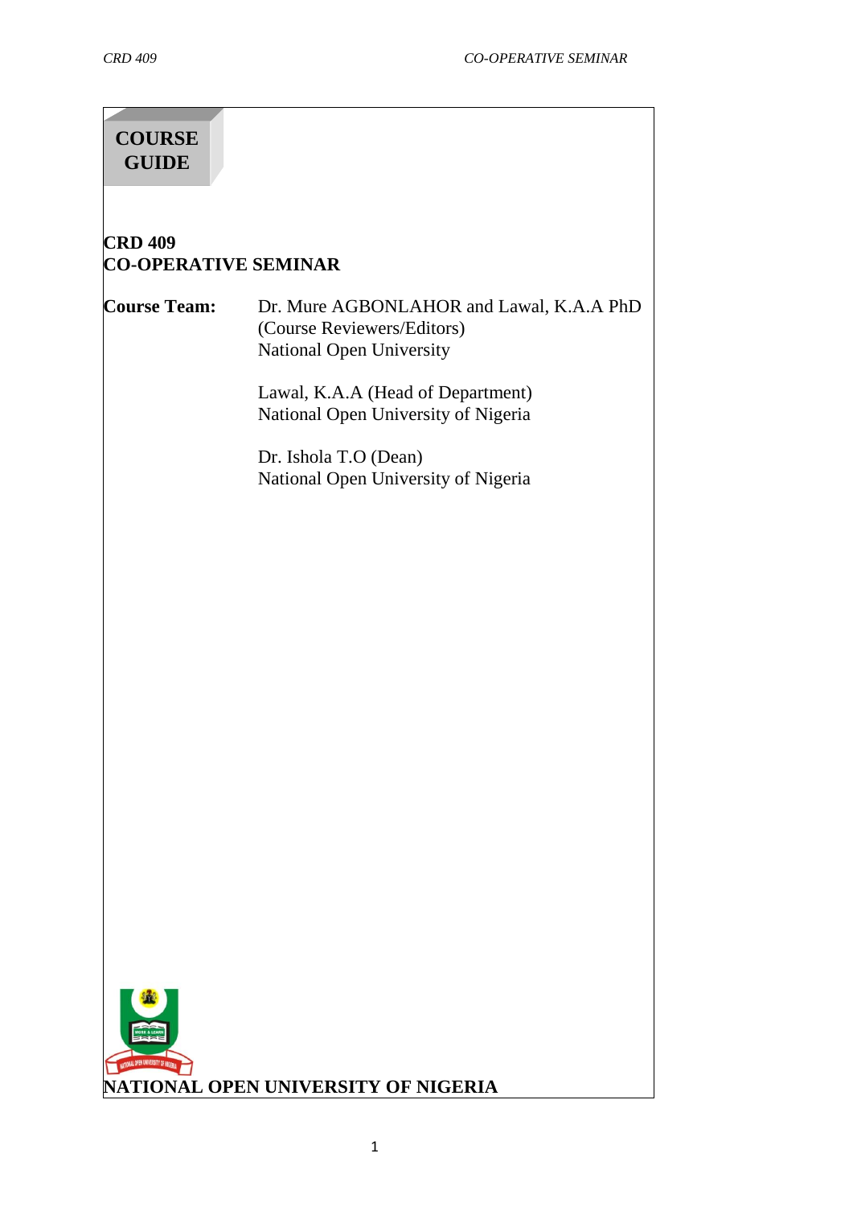# COURSE GUIDE

## CRD 409
## CO-OPERATIVE SEMINAR

**Course Team:** Dr. Mure AGBONLAHOR and Lawal, K.A.A PhD (Course Reviewers/Editors)
National Open University

Lawal, K.A.A (Head of Department)
National Open University of Nigeria

Dr. Ishola T.O (Dean)
National Open University of Nigeria

**NATIONAL OPEN UNIVERSITY OF NIGERIA**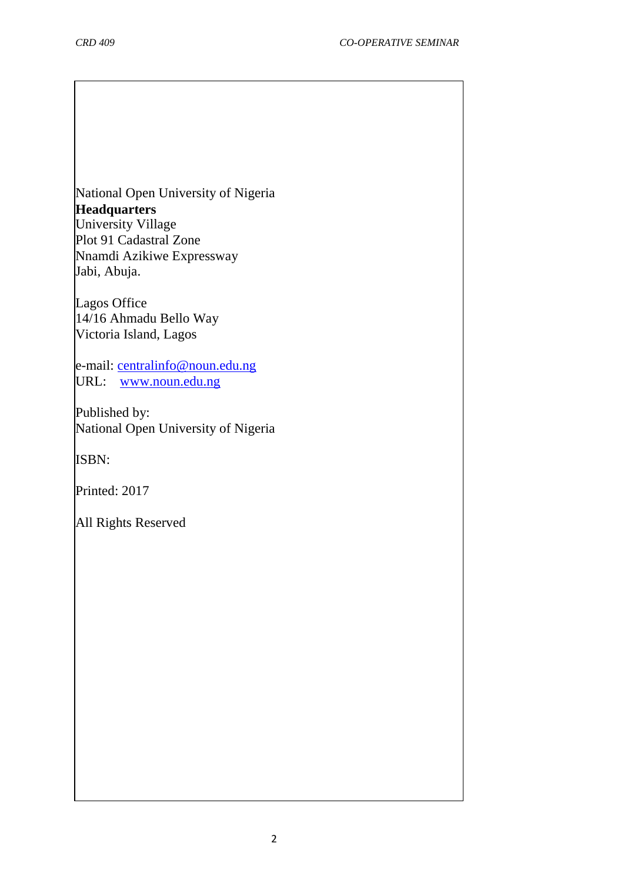National Open University of Nigeria
**Headquarters**
University Village
Plot 91 Cadastral Zone
Nnamdi Azikiwe Expressway
Jabi, Abuja.

Lagos Office
14/16 Ahmadu Bello Way
Victoria Island, Lagos

e-mail: centralinfo@noun.edu.ng
URL: www.noun.edu.ng

Published by:
National Open University of Nigeria

ISBN:

Printed: 2017

All Rights Reserved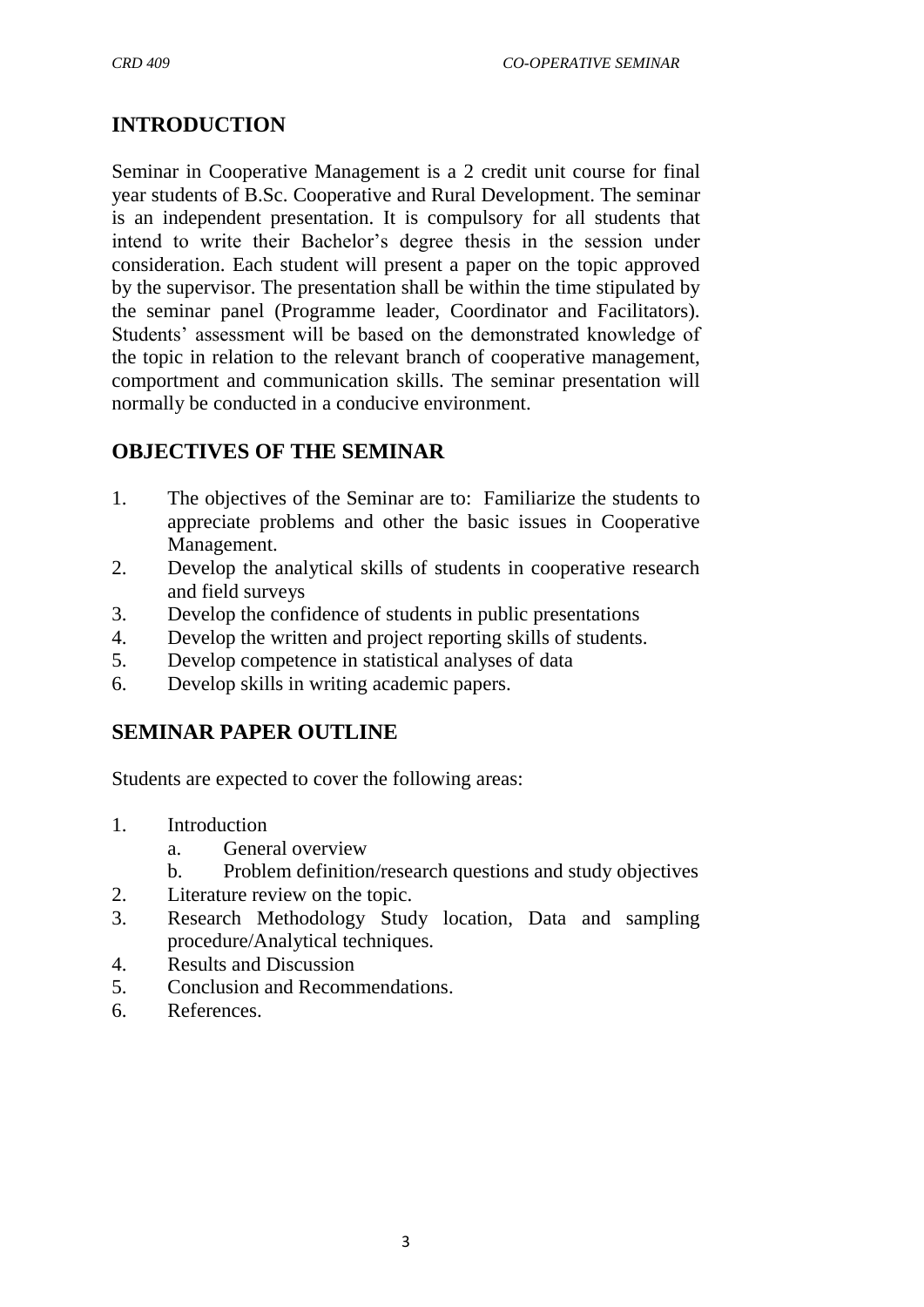## INTRODUCTION

Seminar in Cooperative Management is a 2 credit unit course for final year students of B.Sc. Cooperative and Rural Development. The seminar is an independent presentation. It is compulsory for all students that intend to write their Bachelor's degree thesis in the session under consideration. Each student will present a paper on the topic approved by the supervisor. The presentation shall be within the time stipulated by the seminar panel (Programme leader, Coordinator and Facilitators). Students' assessment will be based on the demonstrated knowledge of the topic in relation to the relevant branch of cooperative management, comportment and communication skills. The seminar presentation will normally be conducted in a conducive environment.

## OBJECTIVES OF THE SEMINAR

1. The objectives of the Seminar are to: Familiarize the students to appreciate problems and other the basic issues in Cooperative Management.
2. Develop the analytical skills of students in cooperative research and field surveys
3. Develop the confidence of students in public presentations
4. Develop the written and project reporting skills of students.
5. Develop competence in statistical analyses of data
6. Develop skills in writing academic papers.

## SEMINAR PAPER OUTLINE

Students are expected to cover the following areas:

1. Introduction
    a. General overview
    b. Problem definition/research questions and study objectives
2. Literature review on the topic.
3. Research Methodology Study location, Data and sampling procedure/Analytical techniques.
4. Results and Discussion
5. Conclusion and Recommendations.
6. References.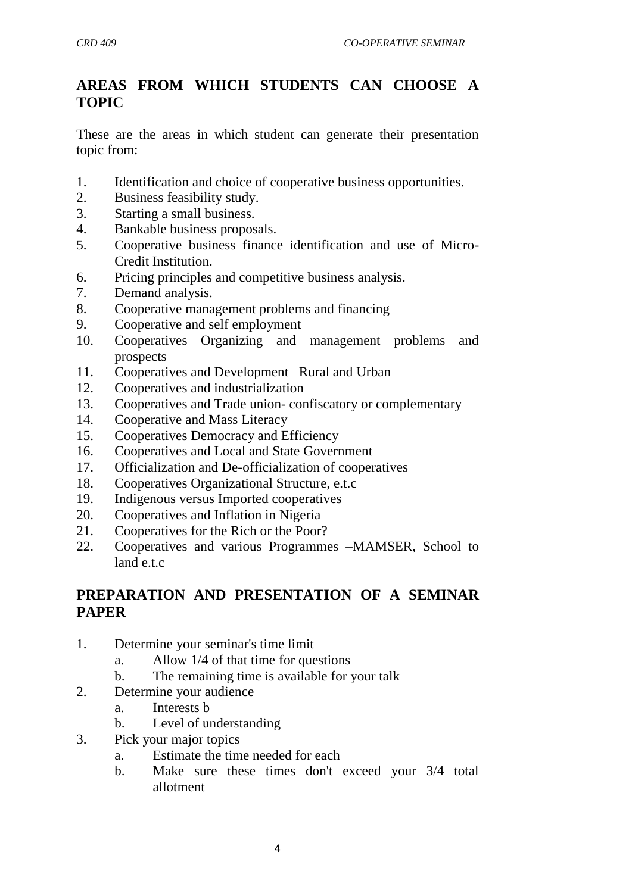## AREAS FROM WHICH STUDENTS CAN CHOOSE A TOPIC

These are the areas in which student can generate their presentation topic from:

1. Identification and choice of cooperative business opportunities.
2. Business feasibility study.
3. Starting a small business.
4. Bankable business proposals.
5. Cooperative business finance identification and use of Micro-Credit Institution.
6. Pricing principles and competitive business analysis.
7. Demand analysis.
8. Cooperative management problems and financing
9. Cooperative and self employment
10. Cooperatives Organizing and management problems and prospects
11. Cooperatives and Development –Rural and Urban
12. Cooperatives and industrialization
13. Cooperatives and Trade union- confiscatory or complementary
14. Cooperative and Mass Literacy
15. Cooperatives Democracy and Efficiency
16. Cooperatives and Local and State Government
17. Officialization and De-officialization of cooperatives
18. Cooperatives Organizational Structure, e.t.c
19. Indigenous versus Imported cooperatives
20. Cooperatives and Inflation in Nigeria
21. Cooperatives for the Rich or the Poor?
22. Cooperatives and various Programmes –MAMSER, School to land e.t.c

## PREPARATION AND PRESENTATION OF A SEMINAR PAPER

1. Determine your seminar's time limit
   a. Allow 1/4 of that time for questions
   b. The remaining time is available for your talk
2. Determine your audience
   a. Interests b
   b. Level of understanding
3. Pick your major topics
   a. Estimate the time needed for each
   b. Make sure these times don't exceed your 3/4 total allotment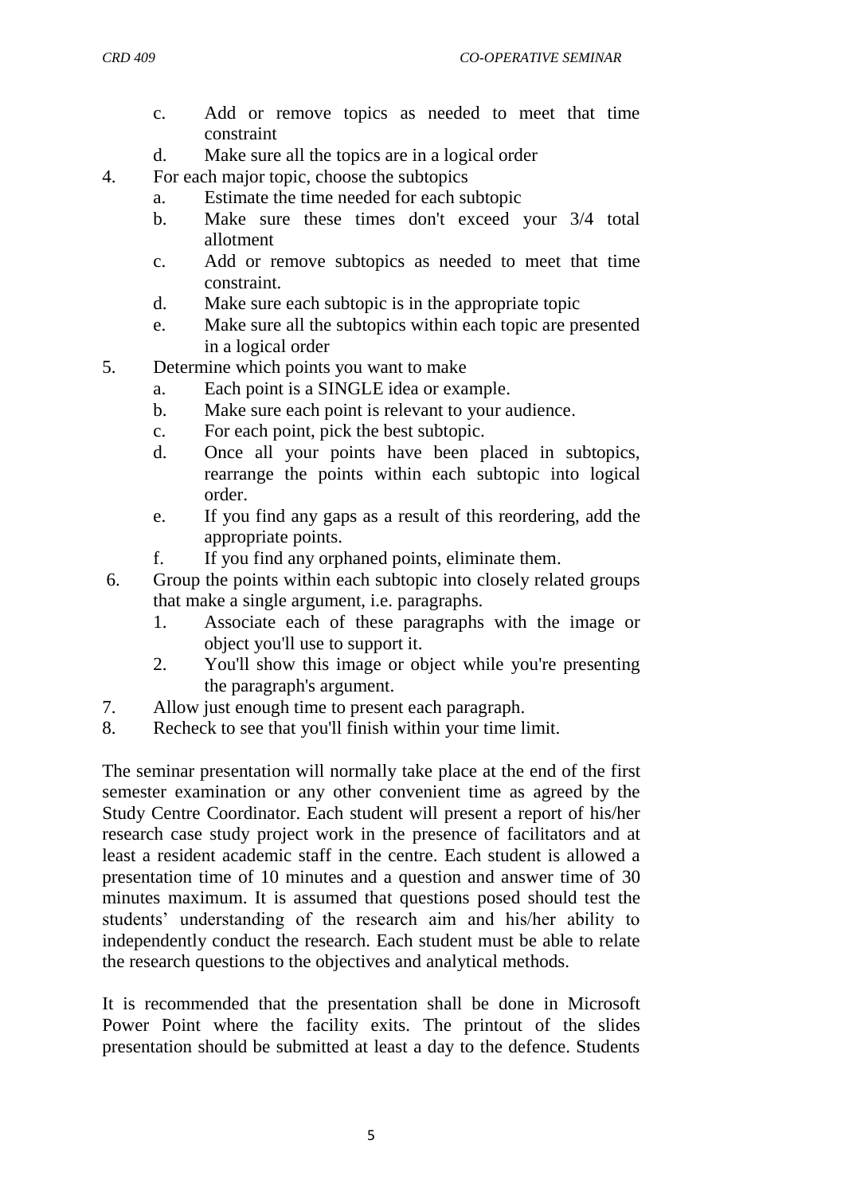c. Add or remove topics as needed to meet that time constraint
   d. Make sure all the topics are in a logical order
4. For each major topic, choose the subtopics
   a. Estimate the time needed for each subtopic
   b. Make sure these times don't exceed your 3/4 total allotment
   c. Add or remove subtopics as needed to meet that time constraint.
   d. Make sure each subtopic is in the appropriate topic
   e. Make sure all the subtopics within each topic are presented in a logical order
5. Determine which points you want to make
   a. Each point is a SINGLE idea or example.
   b. Make sure each point is relevant to your audience.
   c. For each point, pick the best subtopic.
   d. Once all your points have been placed in subtopics, rearrange the points within each subtopic into logical order.
   e. If you find any gaps as a result of this reordering, add the appropriate points.
   f. If you find any orphaned points, eliminate them.
6. Group the points within each subtopic into closely related groups that make a single argument, i.e. paragraphs.
   1. Associate each of these paragraphs with the image or object you'll use to support it.
   2. You'll show this image or object while you're presenting the paragraph's argument.
7. Allow just enough time to present each paragraph.
8. Recheck to see that you'll finish within your time limit.

The seminar presentation will normally take place at the end of the first semester examination or any other convenient time as agreed by the Study Centre Coordinator. Each student will present a report of his/her research case study project work in the presence of facilitators and at least a resident academic staff in the centre. Each student is allowed a presentation time of 10 minutes and a question and answer time of 30 minutes maximum. It is assumed that questions posed should test the students' understanding of the research aim and his/her ability to independently conduct the research. Each student must be able to relate the research questions to the objectives and analytical methods.

It is recommended that the presentation shall be done in Microsoft Power Point where the facility exits. The printout of the slides presentation should be submitted at least a day to the defence. Students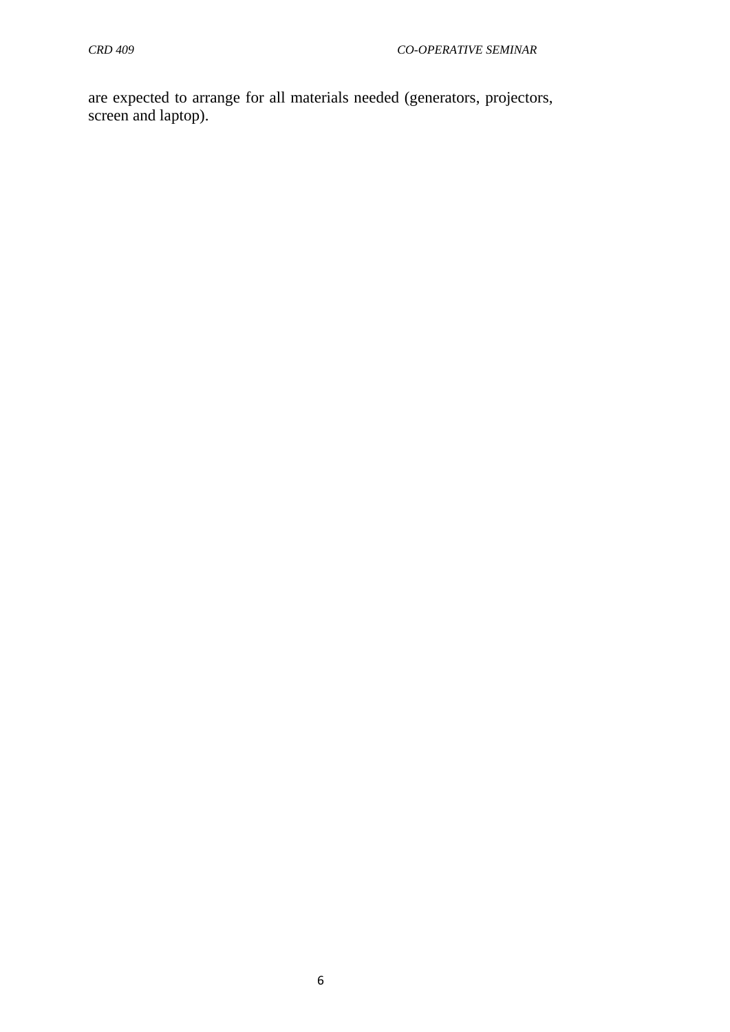are expected to arrange for all materials needed (generators, projectors, screen and laptop).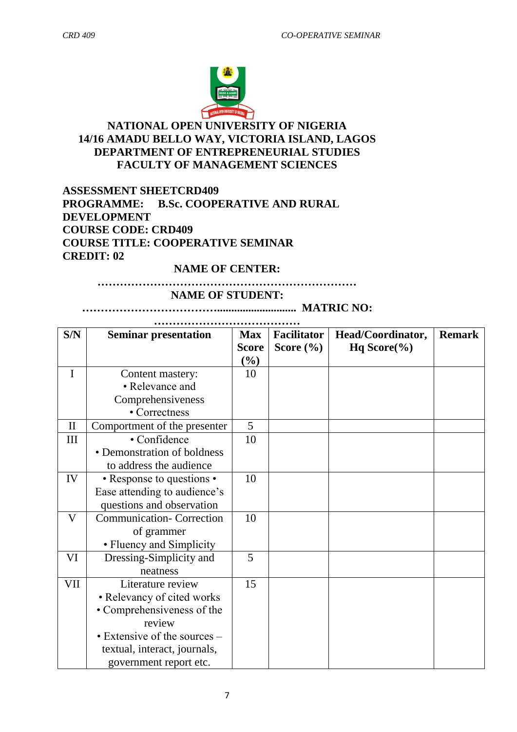**NATIONAL OPEN UNIVERSITY OF NIGERIA**
**14/16 AMADU BELLO WAY, VICTORIA ISLAND, LAGOS**
**DEPARTMENT OF ENTREPRENEURIAL STUDIES**
**FACULTY OF MANAGEMENT SCIENCES**

**ASSESSMENT SHEETCRD409**
**PROGRAMME: B.Sc. COOPERATIVE AND RURAL DEVELOPMENT**
**COURSE CODE: CRD409**
**COURSE TITLE: COOPERATIVE SEMINAR**
**CREDIT: 02**

**NAME OF CENTER:**
……………………………………………………………
**NAME OF STUDENT:**
……………………………….............................. **MATRIC NO:**
…………………………………

| S/N | Seminar presentation | Max Score (%) | Facilitator Score (%) | Head/Coordinator, Hq Score(%) | Remark |
|---|---|---|---|---|---|
| I | Content mastery: • Relevance and Comprehensiveness • Correctness | 10 | | | |
| II | Comportment of the presenter | 5 | | | |
| III | • Confidence • Demonstration of boldness to address the audience | 10 | | | |
| IV | • Response to questions • Ease attending to audience's questions and observation | 10 | | | |
| V | Communication- Correction of grammer • Fluency and Simplicity | 10 | | | |
| VI | Dressing-Simplicity and neatness | 5 | | | |
| VII | Literature review • Relevancy of cited works • Comprehensiveness of the review • Extensive of the sources – textual, interact, journals, government report etc. | 15 | | | |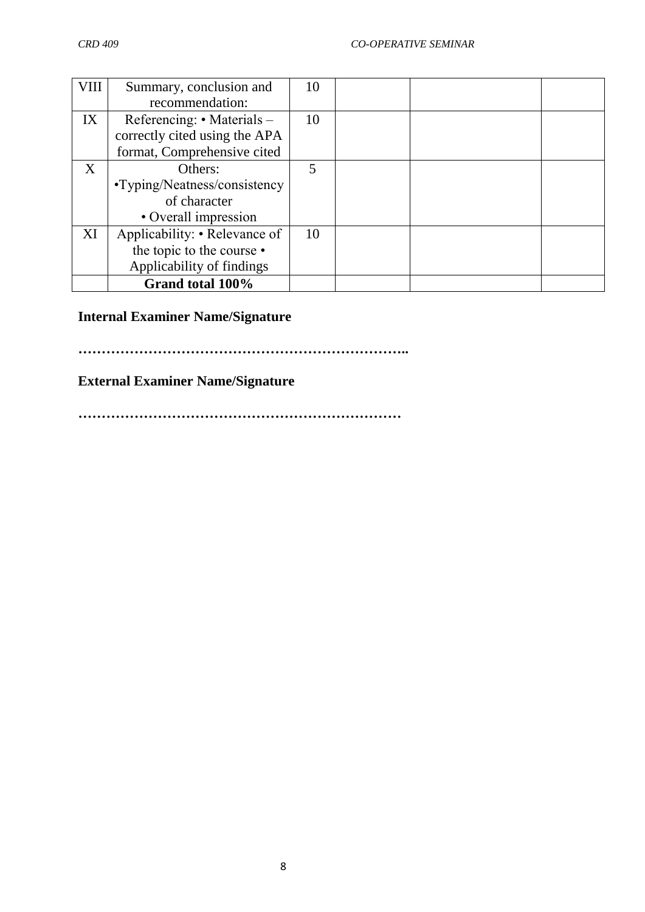| | | | | | |
|---|---|---|---|---|---|
| VIII | Summary, conclusion and recommendation: | 10 | | | |
| IX | Referencing: • Materials – correctly cited using the APA format, Comprehensive cited | 10 | | | |
| X | Others: •Typing/Neatness/consistency of character • Overall impression | 5 | | | |
| XI | Applicability: • Relevance of the topic to the course • Applicability of findings | 10 | | | |
| | **Grand total 100%** | | | | |

**Internal Examiner Name/Signature**

**……………………………………………………………..**

**External Examiner Name/Signature**

**……………………………………………………………**